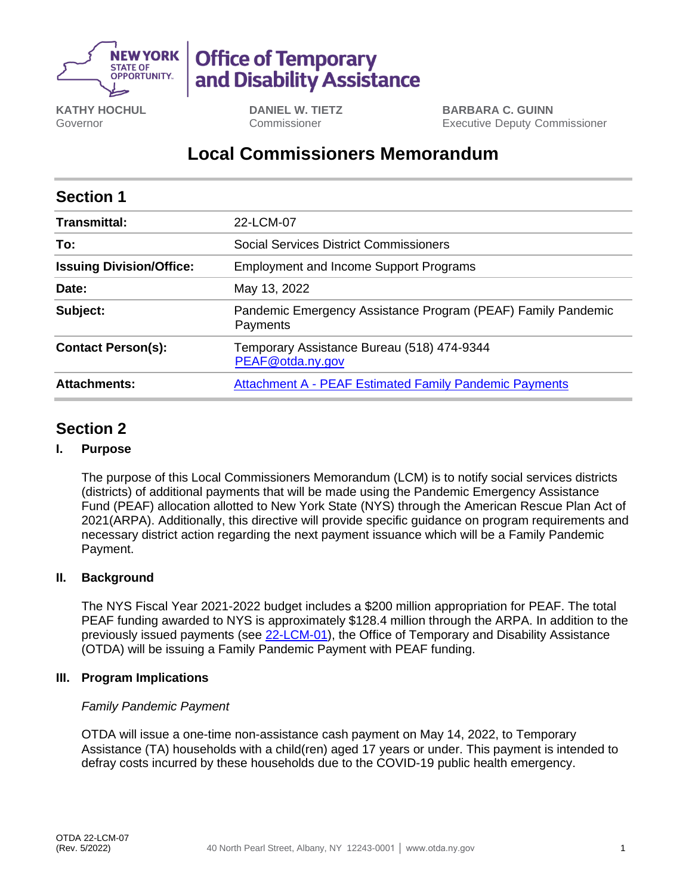**KATHY HOCHUL**
Governor

**DANIEL W. TIETZ**
Commissioner

**BARBARA C. GUINN**
Executive Deputy Commissioner

# Local Commissioners Memorandum

## Section 1

| | |
|---|---|
| **Transmittal:** | 22-LCM-07 |
| **To:** | Social Services District Commissioners |
| **Issuing Division/Office:** | Employment and Income Support Programs |
| **Date:** | May 13, 2022 |
| **Subject:** | Pandemic Emergency Assistance Program (PEAF) Family Pandemic Payments |
| **Contact Person(s):** | Temporary Assistance Bureau (518) 474-9344 PEAF@otda.ny.gov |
| **Attachments:** | Attachment A - PEAF Estimated Family Pandemic Payments |

## Section 2

### I. Purpose

The purpose of this Local Commissioners Memorandum (LCM) is to notify social services districts (districts) of additional payments that will be made using the Pandemic Emergency Assistance Fund (PEAF) allocation allotted to New York State (NYS) through the American Rescue Plan Act of 2021(ARPA). Additionally, this directive will provide specific guidance on program requirements and necessary district action regarding the next payment issuance which will be a Family Pandemic Payment.

### II. Background

The NYS Fiscal Year 2021-2022 budget includes a $200 million appropriation for PEAF. The total PEAF funding awarded to NYS is approximately $128.4 million through the ARPA. In addition to the previously issued payments (see 22-LCM-01), the Office of Temporary and Disability Assistance (OTDA) will be issuing a Family Pandemic Payment with PEAF funding.

### III. Program Implications

*Family Pandemic Payment*

OTDA will issue a one-time non-assistance cash payment on May 14, 2022, to Temporary Assistance (TA) households with a child(ren) aged 17 years or under. This payment is intended to defray costs incurred by these households due to the COVID-19 public health emergency.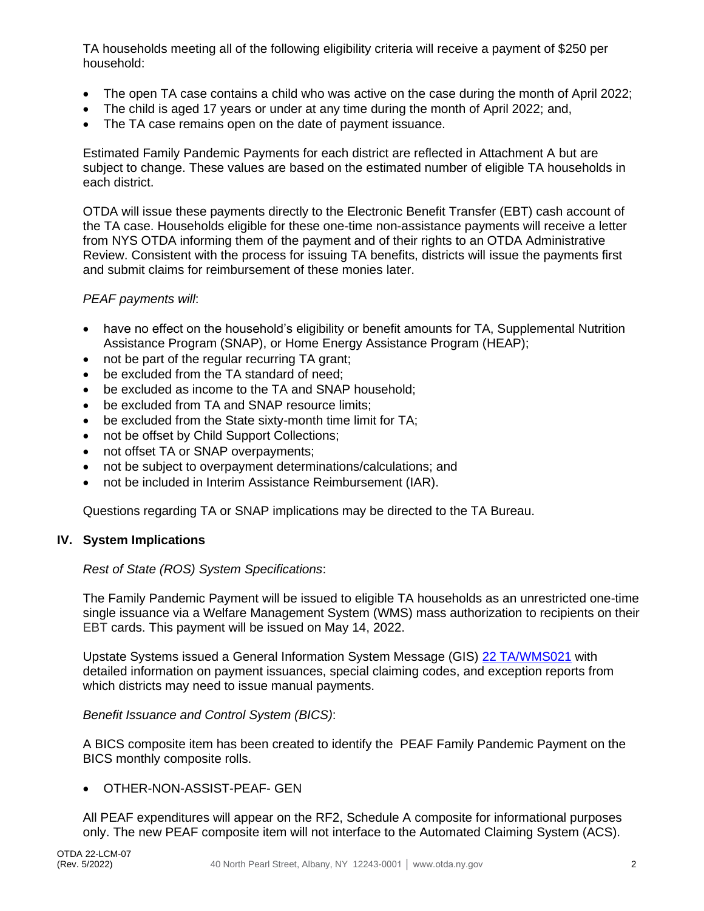TA households meeting all of the following eligibility criteria will receive a payment of $250 per household:

- The open TA case contains a child who was active on the case during the month of April 2022;
- The child is aged 17 years or under at any time during the month of April 2022; and,
- The TA case remains open on the date of payment issuance.

Estimated Family Pandemic Payments for each district are reflected in Attachment A but are subject to change. These values are based on the estimated number of eligible TA households in each district.

OTDA will issue these payments directly to the Electronic Benefit Transfer (EBT) cash account of the TA case. Households eligible for these one-time non-assistance payments will receive a letter from NYS OTDA informing them of the payment and of their rights to an OTDA Administrative Review. Consistent with the process for issuing TA benefits, districts will issue the payments first and submit claims for reimbursement of these monies later.

*PEAF payments will*:

- have no effect on the household's eligibility or benefit amounts for TA, Supplemental Nutrition Assistance Program (SNAP), or Home Energy Assistance Program (HEAP);
- not be part of the regular recurring TA grant;
- be excluded from the TA standard of need;
- be excluded as income to the TA and SNAP household;
- be excluded from TA and SNAP resource limits;
- be excluded from the State sixty-month time limit for TA;
- not be offset by Child Support Collections;
- not offset TA or SNAP overpayments;
- not be subject to overpayment determinations/calculations; and
- not be included in Interim Assistance Reimbursement (IAR).

Questions regarding TA or SNAP implications may be directed to the TA Bureau.

## IV. System Implications

*Rest of State (ROS) System Specifications*:

The Family Pandemic Payment will be issued to eligible TA households as an unrestricted one-time single issuance via a Welfare Management System (WMS) mass authorization to recipients on their EBT cards. This payment will be issued on May 14, 2022.

Upstate Systems issued a General Information System Message (GIS) [22 TA/WMS021](22 TA/WMS021) with detailed information on payment issuances, special claiming codes, and exception reports from which districts may need to issue manual payments.

*Benefit Issuance and Control System (BICS)*:

A BICS composite item has been created to identify the PEAF Family Pandemic Payment on the BICS monthly composite rolls.

- OTHER-NON-ASSIST-PEAF- GEN

All PEAF expenditures will appear on the RF2, Schedule A composite for informational purposes only. The new PEAF composite item will not interface to the Automated Claiming System (ACS).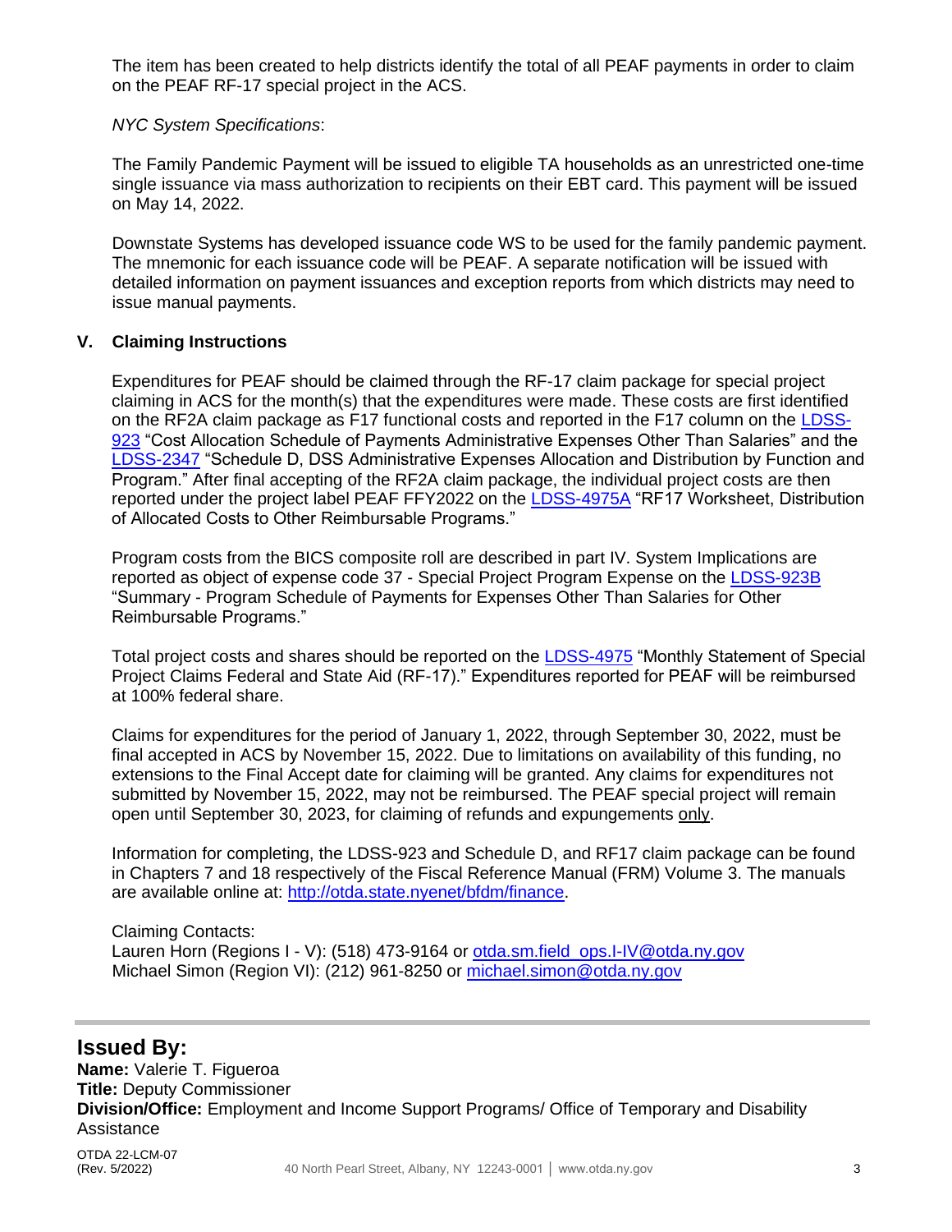The item has been created to help districts identify the total of all PEAF payments in order to claim on the PEAF RF-17 special project in the ACS.

*NYC System Specifications*:

The Family Pandemic Payment will be issued to eligible TA households as an unrestricted one-time single issuance via mass authorization to recipients on their EBT card. This payment will be issued on May 14, 2022.

Downstate Systems has developed issuance code WS to be used for the family pandemic payment. The mnemonic for each issuance code will be PEAF. A separate notification will be issued with detailed information on payment issuances and exception reports from which districts may need to issue manual payments.

## V. Claiming Instructions

Expenditures for PEAF should be claimed through the RF-17 claim package for special project claiming in ACS for the month(s) that the expenditures were made. These costs are first identified on the RF2A claim package as F17 functional costs and reported in the F17 column on the LDSS-923 "Cost Allocation Schedule of Payments Administrative Expenses Other Than Salaries" and the LDSS-2347 "Schedule D, DSS Administrative Expenses Allocation and Distribution by Function and Program." After final accepting of the RF2A claim package, the individual project costs are then reported under the project label PEAF FFY2022 on the LDSS-4975A "RF17 Worksheet, Distribution of Allocated Costs to Other Reimbursable Programs."

Program costs from the BICS composite roll are described in part IV. System Implications are reported as object of expense code 37 - Special Project Program Expense on the LDSS-923B "Summary - Program Schedule of Payments for Expenses Other Than Salaries for Other Reimbursable Programs."

Total project costs and shares should be reported on the LDSS-4975 "Monthly Statement of Special Project Claims Federal and State Aid (RF-17)." Expenditures reported for PEAF will be reimbursed at 100% federal share.

Claims for expenditures for the period of January 1, 2022, through September 30, 2022, must be final accepted in ACS by November 15, 2022. Due to limitations on availability of this funding, no extensions to the Final Accept date for claiming will be granted. Any claims for expenditures not submitted by November 15, 2022, may not be reimbursed. The PEAF special project will remain open until September 30, 2023, for claiming of refunds and expungements only.

Information for completing, the LDSS-923 and Schedule D, and RF17 claim package can be found in Chapters 7 and 18 respectively of the Fiscal Reference Manual (FRM) Volume 3. The manuals are available online at: http://otda.state.nyenet/bfdm/finance.

Claiming Contacts:
Lauren Horn (Regions I - V): (518) 473-9164 or otda.sm.field_ops.I-IV@otda.ny.gov
Michael Simon (Region VI): (212) 961-8250 or michael.simon@otda.ny.gov

---

## Issued By:

**Name:** Valerie T. Figueroa
**Title:** Deputy Commissioner
**Division/Office:** Employment and Income Support Programs/ Office of Temporary and Disability Assistance